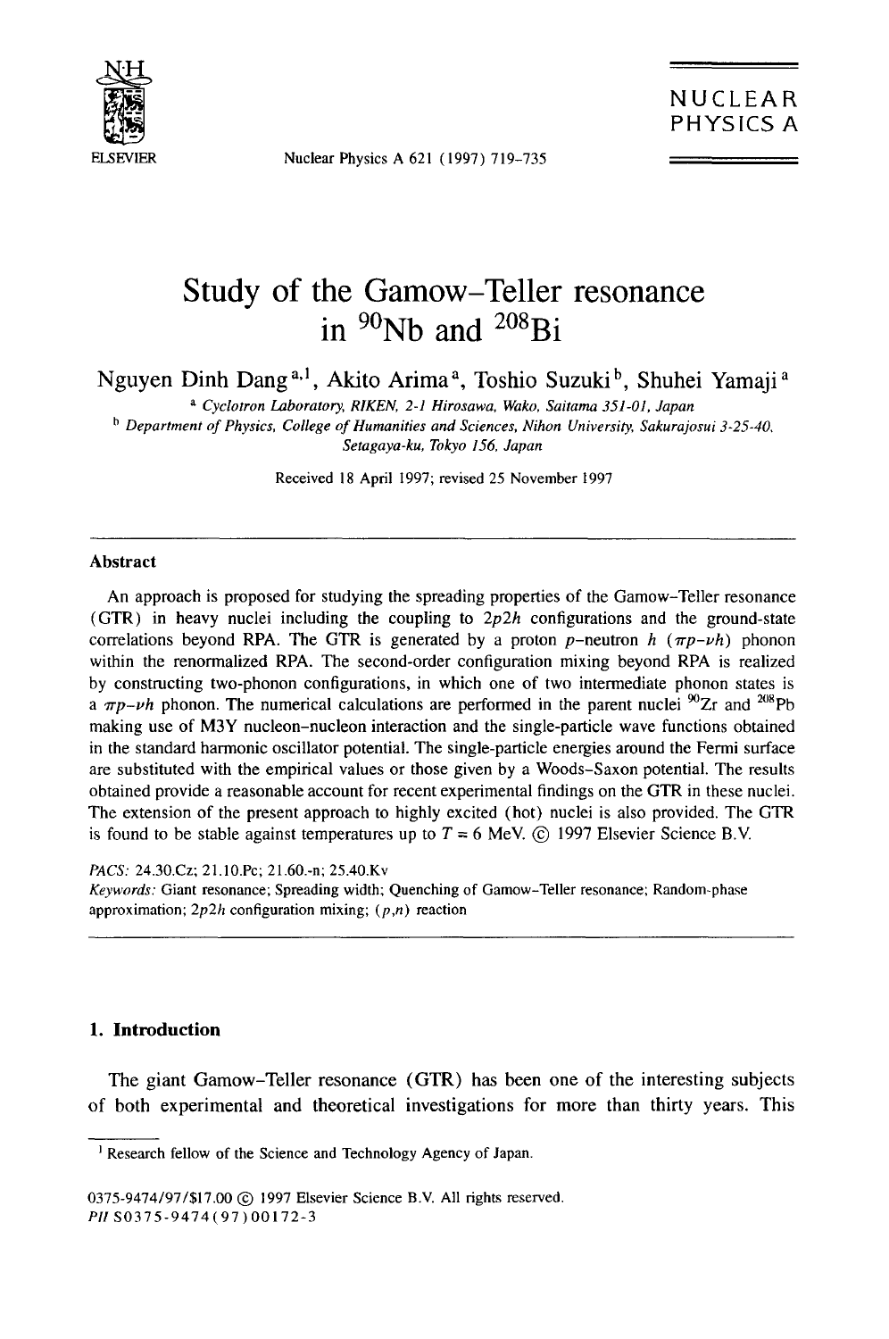# Study of the Gamow–Teller resonance in $^{90}$Nb and $^{208}$Bi

Nguyen Dinh Dang [a,1], Akito Arima [a], Toshio Suzuki [b], Shuhei Yamaji [a]

[a] *Cyclotron Laboratory, RIKEN, 2-1 Hirosawa, Wako, Saitama 351-01, Japan*

[b] *Department of Physics, College of Humanities and Sciences, Nihon University, Sakurajosui 3-25-40, Setagaya-ku, Tokyo 156, Japan*

Received 18 April 1997; revised 25 November 1997

## Abstract

An approach is proposed for studying the spreading properties of the Gamow–Teller resonance (GTR) in heavy nuclei including the coupling to $2p2h$ configurations and the ground-state correlations beyond RPA. The GTR is generated by a proton $p$–neutron $h$ ($\pi p$–$\nu h$) phonon within the renormalized RPA. The second-order configuration mixing beyond RPA is realized by constructing two-phonon configurations, in which one of two intermediate phonon states is a $\pi p$–$\nu h$ phonon. The numerical calculations are performed in the parent nuclei $^{90}$Zr and $^{208}$Pb making use of M3Y nucleon-nucleon interaction and the single-particle wave functions obtained in the standard harmonic oscillator potential. The single-particle energies around the Fermi surface are substituted with the empirical values or those given by a Woods–Saxon potential. The results obtained provide a reasonable account for recent experimental findings on the GTR in these nuclei. The extension of the present approach to highly excited (hot) nuclei is also provided. The GTR is found to be stable against temperatures up to $T = 6$ MeV. © 1997 Elsevier Science B.V.

*PACS:* 24.30.Cz; 21.10.Pc; 21.60.-n; 25.40.Kv

*Keywords:* Giant resonance; Spreading width; Quenching of Gamow–Teller resonance; Random-phase approximation; $2p2h$ configuration mixing; $(p,n)$ reaction

## 1. Introduction

The giant Gamow–Teller resonance (GTR) has been one of the interesting subjects of both experimental and theoretical investigations for more than thirty years. This

[1] Research fellow of the Science and Technology Agency of Japan.

0375-9474/97/$17.00 © 1997 Elsevier Science B.V. All rights reserved.
PII S0375-9474(97)00172-3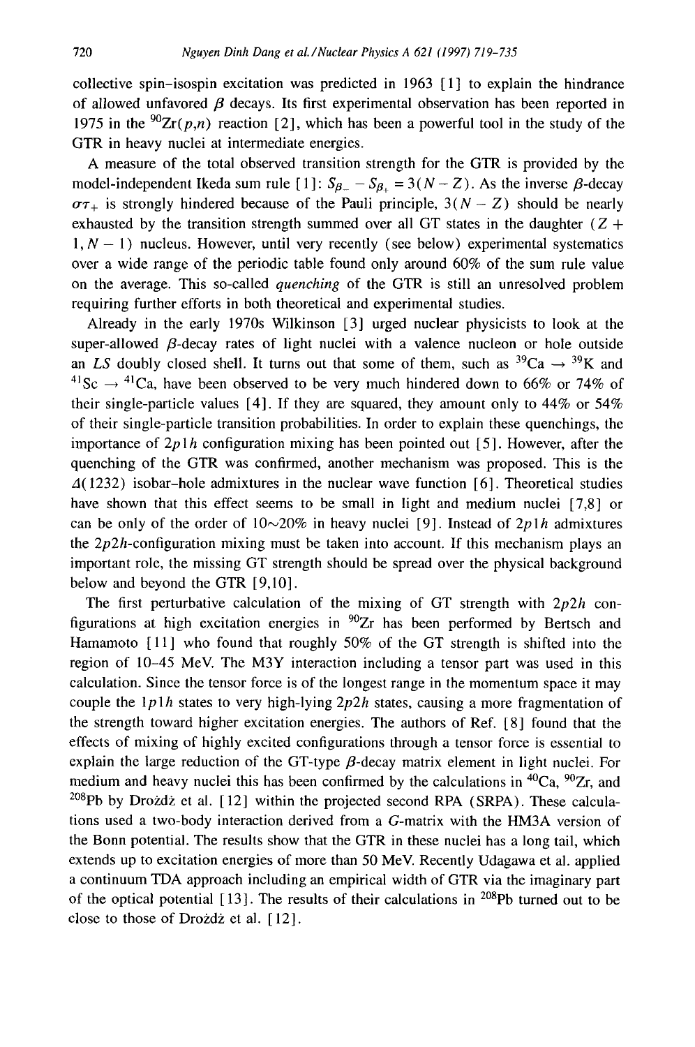collective spin–isospin excitation was predicted in 1963 [1] to explain the hindrance of allowed unfavored $\beta$ decays. Its first experimental observation has been reported in 1975 in the $^{90}Zr(p,n)$ reaction [2], which has been a powerful tool in the study of the GTR in heavy nuclei at intermediate energies.

A measure of the total observed transition strength for the GTR is provided by the model-independent Ikeda sum rule [1]: $S_{\beta_-} - S_{\beta_+} = 3(N - Z)$. As the inverse $\beta$-decay $\sigma\tau_+$ is strongly hindered because of the Pauli principle, $3(N - Z)$ should be nearly exhausted by the transition strength summed over all GT states in the daughter $(Z + 1, N - 1)$ nucleus. However, until very recently (see below) experimental systematics over a wide range of the periodic table found only around 60% of the sum rule value on the average. This so-called *quenching* of the GTR is still an unresolved problem requiring further efforts in both theoretical and experimental studies.

Already in the early 1970s Wilkinson [3] urged nuclear physicists to look at the super-allowed $\beta$-decay rates of light nuclei with a valence nucleon or hole outside an $LS$ doubly closed shell. It turns out that some of them, such as $^{39}Ca \rightarrow {}^{39}K$ and $^{41}Sc \rightarrow {}^{41}Ca$, have been observed to be very much hindered down to 66% or 74% of their single-particle values [4]. If they are squared, they amount only to 44% or 54% of their single-particle transition probabilities. In order to explain these quenchings, the importance of $2p1h$ configuration mixing has been pointed out [5]. However, after the quenching of the GTR was confirmed, another mechanism was proposed. This is the $\Delta(1232)$ isobar-hole admixtures in the nuclear wave function [6]. Theoretical studies have shown that this effect seems to be small in light and medium nuclei [7,8] or can be only of the order of 10∼20% in heavy nuclei [9]. Instead of $2p1h$ admixtures the $2p2h$-configuration mixing must be taken into account. If this mechanism plays an important role, the missing GT strength should be spread over the physical background below and beyond the GTR [9,10].

The first perturbative calculation of the mixing of GT strength with $2p2h$ configurations at high excitation energies in $^{90}Zr$ has been performed by Bertsch and Hamamoto [11] who found that roughly 50% of the GT strength is shifted into the region of 10–45 MeV. The M3Y interaction including a tensor part was used in this calculation. Since the tensor force is of the longest range in the momentum space it may couple the $1p1h$ states to very high-lying $2p2h$ states, causing a more fragmentation of the strength toward higher excitation energies. The authors of Ref. [8] found that the effects of mixing of highly excited configurations through a tensor force is essential to explain the large reduction of the GT-type $\beta$-decay matrix element in light nuclei. For medium and heavy nuclei this has been confirmed by the calculations in $^{40}Ca$, $^{90}Zr$, and $^{208}Pb$ by Drożdż et al. [12] within the projected second RPA (SRPA). These calculations used a two-body interaction derived from a $G$-matrix with the HM3A version of the Bonn potential. The results show that the GTR in these nuclei has a long tail, which extends up to excitation energies of more than 50 MeV. Recently Udagawa et al. applied a continuum TDA approach including an empirical width of GTR via the imaginary part of the optical potential [13]. The results of their calculations in $^{208}Pb$ turned out to be close to those of Drożdż et al. [12].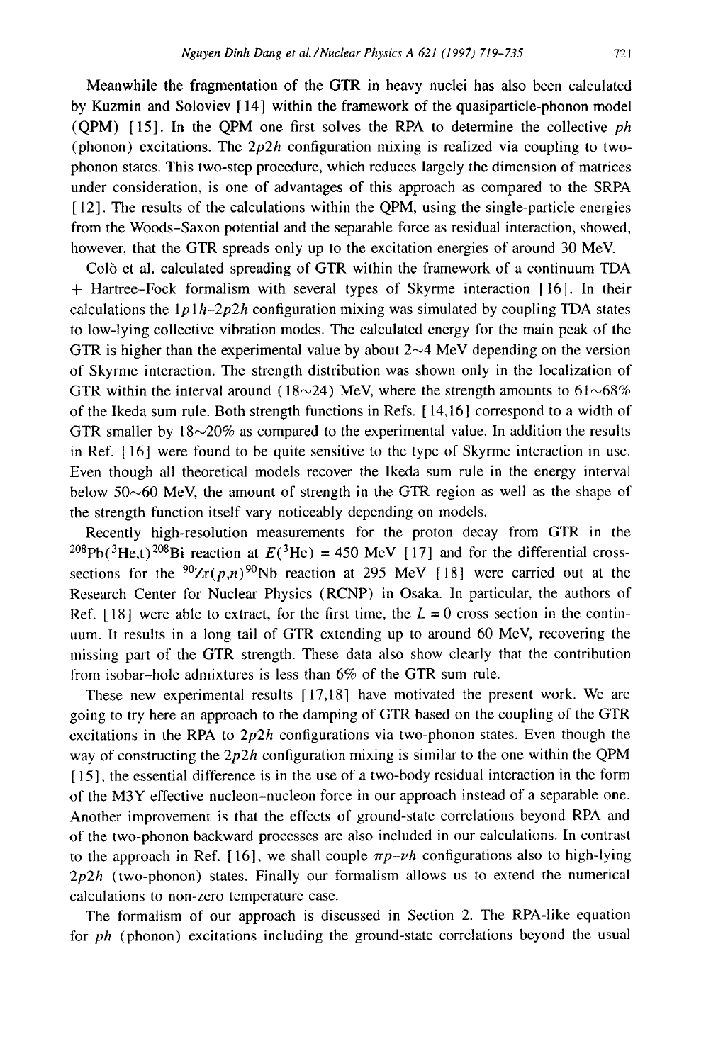Meanwhile the fragmentation of the GTR in heavy nuclei has also been calculated by Kuzmin and Soloviev [14] within the framework of the quasiparticle-phonon model (QPM) [15]. In the QPM one first solves the RPA to determine the collective *ph* (phonon) excitations. The $2p2h$ configuration mixing is realized via coupling to two-phonon states. This two-step procedure, which reduces largely the dimension of matrices under consideration, is one of advantages of this approach as compared to the SRPA [12]. The results of the calculations within the QPM, using the single-particle energies from the Woods–Saxon potential and the separable force as residual interaction, showed, however, that the GTR spreads only up to the excitation energies of around 30 MeV.

Colò et al. calculated spreading of GTR within the framework of a continuum TDA + Hartree-Fock formalism with several types of Skyrme interaction [16]. In their calculations the $1p1h$–$2p2h$ configuration mixing was simulated by coupling TDA states to low-lying collective vibration modes. The calculated energy for the main peak of the GTR is higher than the experimental value by about 2∼4 MeV depending on the version of Skyrme interaction. The strength distribution was shown only in the localization of GTR within the interval around (18∼24) MeV, where the strength amounts to 61∼68% of the Ikeda sum rule. Both strength functions in Refs. [14,16] correspond to a width of GTR smaller by 18∼20% as compared to the experimental value. In addition the results in Ref. [16] were found to be quite sensitive to the type of Skyrme interaction in use. Even though all theoretical models recover the Ikeda sum rule in the energy interval below 50∼60 MeV, the amount of strength in the GTR region as well as the shape of the strength function itself vary noticeably depending on models.

Recently high-resolution measurements for the proton decay from GTR in the $^{208}$Pb($^{3}$He,t)$^{208}$Bi reaction at $E(^{3}\mathrm{He})$ = 450 MeV [17] and for the differential cross-sections for the $^{90}$Zr($p$,$n$)$^{90}$Nb reaction at 295 MeV [18] were carried out at the Research Center for Nuclear Physics (RCNP) in Osaka. In particular, the authors of Ref. [18] were able to extract, for the first time, the $L = 0$ cross section in the continuum. It results in a long tail of GTR extending up to around 60 MeV, recovering the missing part of the GTR strength. These data also show clearly that the contribution from isobar-hole admixtures is less than 6% of the GTR sum rule.

These new experimental results [17,18] have motivated the present work. We are going to try here an approach to the damping of GTR based on the coupling of the GTR excitations in the RPA to $2p2h$ configurations via two-phonon states. Even though the way of constructing the $2p2h$ configuration mixing is similar to the one within the QPM [15], the essential difference is in the use of a two-body residual interaction in the form of the M3Y effective nucleon–nucleon force in our approach instead of a separable one. Another improvement is that the effects of ground-state correlations beyond RPA and of the two-phonon backward processes are also included in our calculations. In contrast to the approach in Ref. [16], we shall couple $\pi p$–$\nu h$ configurations also to high-lying $2p2h$ (two-phonon) states. Finally our formalism allows us to extend the numerical calculations to non-zero temperature case.

The formalism of our approach is discussed in Section 2. The RPA-like equation for *ph* (phonon) excitations including the ground-state correlations beyond the usual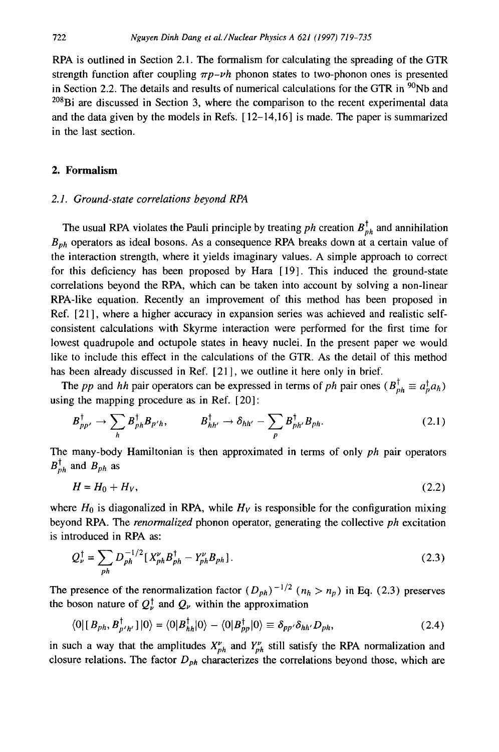RPA is outlined in Section 2.1. The formalism for calculating the spreading of the GTR strength function after coupling $\pi p$-$\nu h$ phonon states to two-phonon ones is presented in Section 2.2. The details and results of numerical calculations for the GTR in $^{90}$Nb and $^{208}$Bi are discussed in Section 3, where the comparison to the recent experimental data and the data given by the models in Refs. [12–14,16] is made. The paper is summarized in the last section.

## 2. Formalism

### 2.1. Ground-state correlations beyond RPA

The usual RPA violates the Pauli principle by treating $ph$ creation $B^{\dagger}_{ph}$ and annihilation $B_{ph}$ operators as ideal bosons. As a consequence RPA breaks down at a certain value of the interaction strength, where it yields imaginary values. A simple approach to correct for this deficiency has been proposed by Hara [19]. This induced the ground-state correlations beyond the RPA, which can be taken into account by solving a non-linear RPA-like equation. Recently an improvement of this method has been proposed in Ref. [21], where a higher accuracy in expansion series was achieved and realistic self-consistent calculations with Skyrme interaction were performed for the first time for lowest quadrupole and octupole states in heavy nuclei. In the present paper we would like to include this effect in the calculations of the GTR. As the detail of this method has been already discussed in Ref. [21], we outline it here only in brief.

The $pp$ and $hh$ pair operators can be expressed in terms of $ph$ pair ones ($B^{\dagger}_{ph} \equiv a^{\dagger}_{p}a_{h}$) using the mapping procedure as in Ref. [20]:

$$B^{\dagger}_{pp'} \to \sum_{h} B^{\dagger}_{ph}B_{p'h}, \qquad B^{\dagger}_{hh'} \to \delta_{hh'} - \sum_{p} B^{\dagger}_{ph'}B_{ph}. \tag{2.1}$$

The many-body Hamiltonian is then approximated in terms of only $ph$ pair operators $B^{\dagger}_{ph}$ and $B_{ph}$ as

$$H = H_0 + H_V, \tag{2.2}$$

where $H_0$ is diagonalized in RPA, while $H_V$ is responsible for the configuration mixing beyond RPA. The *renormalized* phonon operator, generating the collective $ph$ excitation is introduced in RPA as:

$$Q^{\dagger}_{\nu} = \sum_{ph} D^{-1/2}_{ph}[X^{\nu}_{ph}B^{\dagger}_{ph} - Y^{\nu}_{ph}B_{ph}]. \tag{2.3}$$

The presence of the renormalization factor $(D_{ph})^{-1/2}$ $(n_h > n_p)$ in Eq. (2.3) preserves the boson nature of $Q^{\dagger}_{\nu}$ and $Q_{\nu}$ within the approximation

$$\langle 0|[B_{ph}, B^{\dagger}_{p'h'}]|0\rangle = \langle 0|B^{\dagger}_{hh}|0\rangle - \langle 0|B^{\dagger}_{pp}|0\rangle \equiv \delta_{pp'}\delta_{hh'}D_{ph}, \tag{2.4}$$

in such a way that the amplitudes $X^{\nu}_{ph}$ and $Y^{\nu}_{ph}$ still satisfy the RPA normalization and closure relations. The factor $D_{ph}$ characterizes the correlations beyond those, which are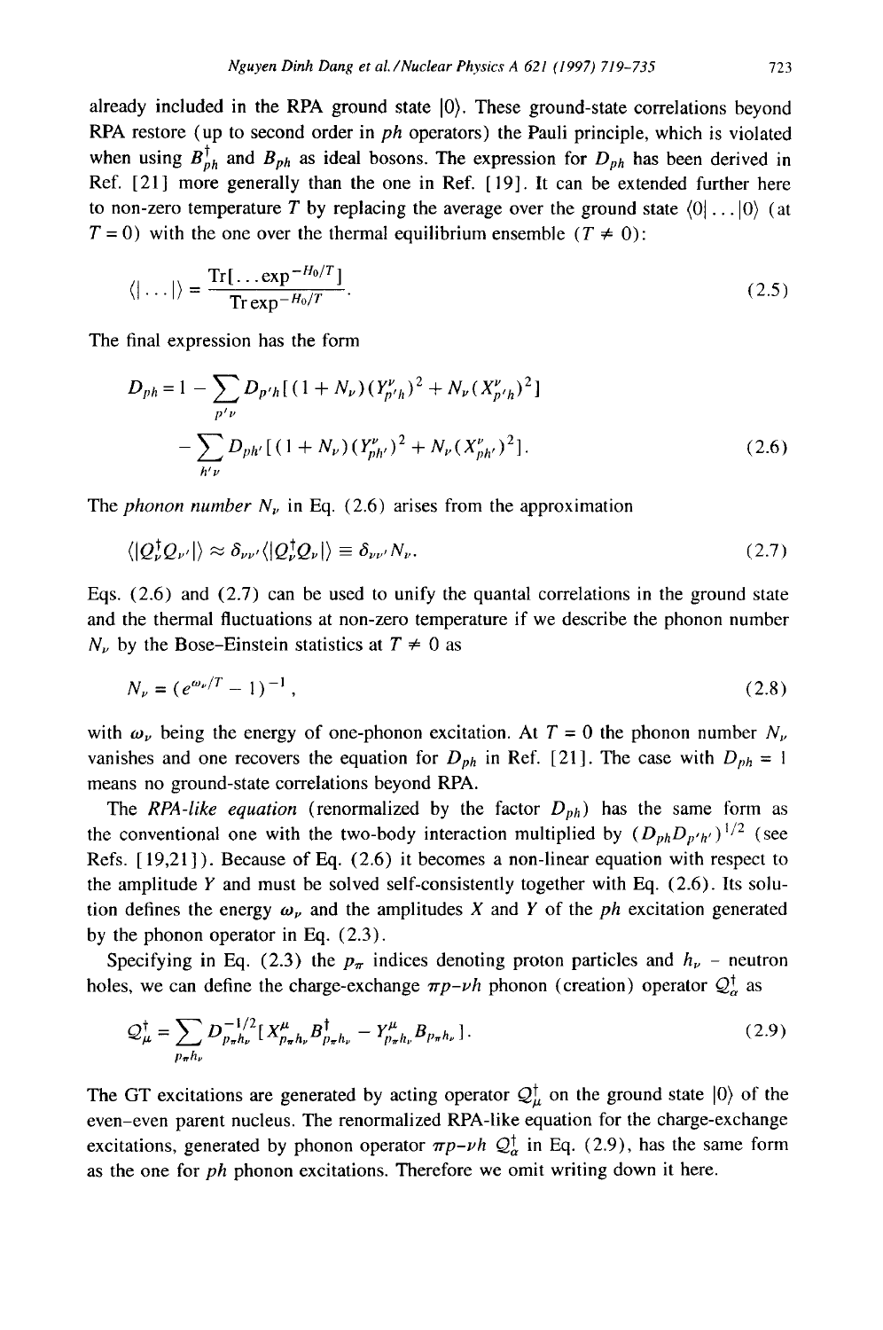already included in the RPA ground state $|0\rangle$. These ground-state correlations beyond RPA restore (up to second order in $ph$ operators) the Pauli principle, which is violated when using $B^{\dagger}_{ph}$ and $B_{ph}$ as ideal bosons. The expression for $D_{ph}$ has been derived in Ref. [21] more generally than the one in Ref. [19]. It can be extended further here to non-zero temperature $T$ by replacing the average over the ground state $\langle 0|\ldots|0\rangle$ (at $T=0$) with the one over the thermal equilibrium ensemble ($T \neq 0$):

$$\langle|\ldots|\rangle = \frac{\mathrm{Tr}[\ldots \exp^{-H_0/T}]}{\mathrm{Tr}\exp^{-H_0/T}}. \tag{2.5}$$

The final expression has the form

$$D_{ph} = 1 - \sum_{p'\nu} D_{p'h}[(1+N_{\nu})(Y^{\nu}_{p'h})^2 + N_{\nu}(X^{\nu}_{p'h})^2] - \sum_{h'\nu} D_{ph'}[(1+N_{\nu})(Y^{\nu}_{ph'})^2 + N_{\nu}(X^{\nu}_{ph'})^2]. \tag{2.6}$$

The *phonon number* $N_{\nu}$ in Eq. (2.6) arises from the approximation

$$\langle|Q^{\dagger}_{\nu}Q_{\nu'}|\rangle \approx \delta_{\nu\nu'}\langle|Q^{\dagger}_{\nu}Q_{\nu}|\rangle \equiv \delta_{\nu\nu'}N_{\nu}. \tag{2.7}$$

Eqs. (2.6) and (2.7) can be used to unify the quantal correlations in the ground state and the thermal fluctuations at non-zero temperature if we describe the phonon number $N_{\nu}$ by the Bose-Einstein statistics at $T \neq 0$ as

$$N_{\nu} = (e^{\omega_{\nu}/T} - 1)^{-1}, \tag{2.8}$$

with $\omega_{\nu}$ being the energy of one-phonon excitation. At $T=0$ the phonon number $N_{\nu}$ vanishes and one recovers the equation for $D_{ph}$ in Ref. [21]. The case with $D_{ph}=1$ means no ground-state correlations beyond RPA.

The *RPA-like equation* (renormalized by the factor $D_{ph}$) has the same form as the conventional one with the two-body interaction multiplied by $(D_{ph}D_{p'h'})^{1/2}$ (see Refs. [19,21]). Because of Eq. (2.6) it becomes a non-linear equation with respect to the amplitude $Y$ and must be solved self-consistently together with Eq. (2.6). Its solution defines the energy $\omega_{\nu}$ and the amplitudes $X$ and $Y$ of the $ph$ excitation generated by the phonon operator in Eq. (2.3).

Specifying in Eq. (2.3) the $p_{\pi}$ indices denoting proton particles and $h_{\nu}$ – neutron holes, we can define the charge-exchange $\pi p$–$\nu h$ phonon (creation) operator $\mathcal{Q}^{\dagger}_{\alpha}$ as

$$\mathcal{Q}^{\dagger}_{\mu} = \sum_{p_{\pi}h_{\nu}} D^{-1/2}_{p_{\pi}h_{\nu}}[X^{\mu}_{p_{\pi}h_{\nu}}B^{\dagger}_{p_{\pi}h_{\nu}} - Y^{\mu}_{p_{\pi}h_{\nu}}B_{p_{\pi}h_{\nu}}]. \tag{2.9}$$

The GT excitations are generated by acting operator $\mathcal{Q}^{\dagger}_{\mu}$ on the ground state $|0\rangle$ of the even-even parent nucleus. The renormalized RPA-like equation for the charge-exchange excitations, generated by phonon operator $\pi p$–$\nu h$ $\mathcal{Q}^{\dagger}_{\alpha}$ in Eq. (2.9), has the same form as the one for $ph$ phonon excitations. Therefore we omit writing down it here.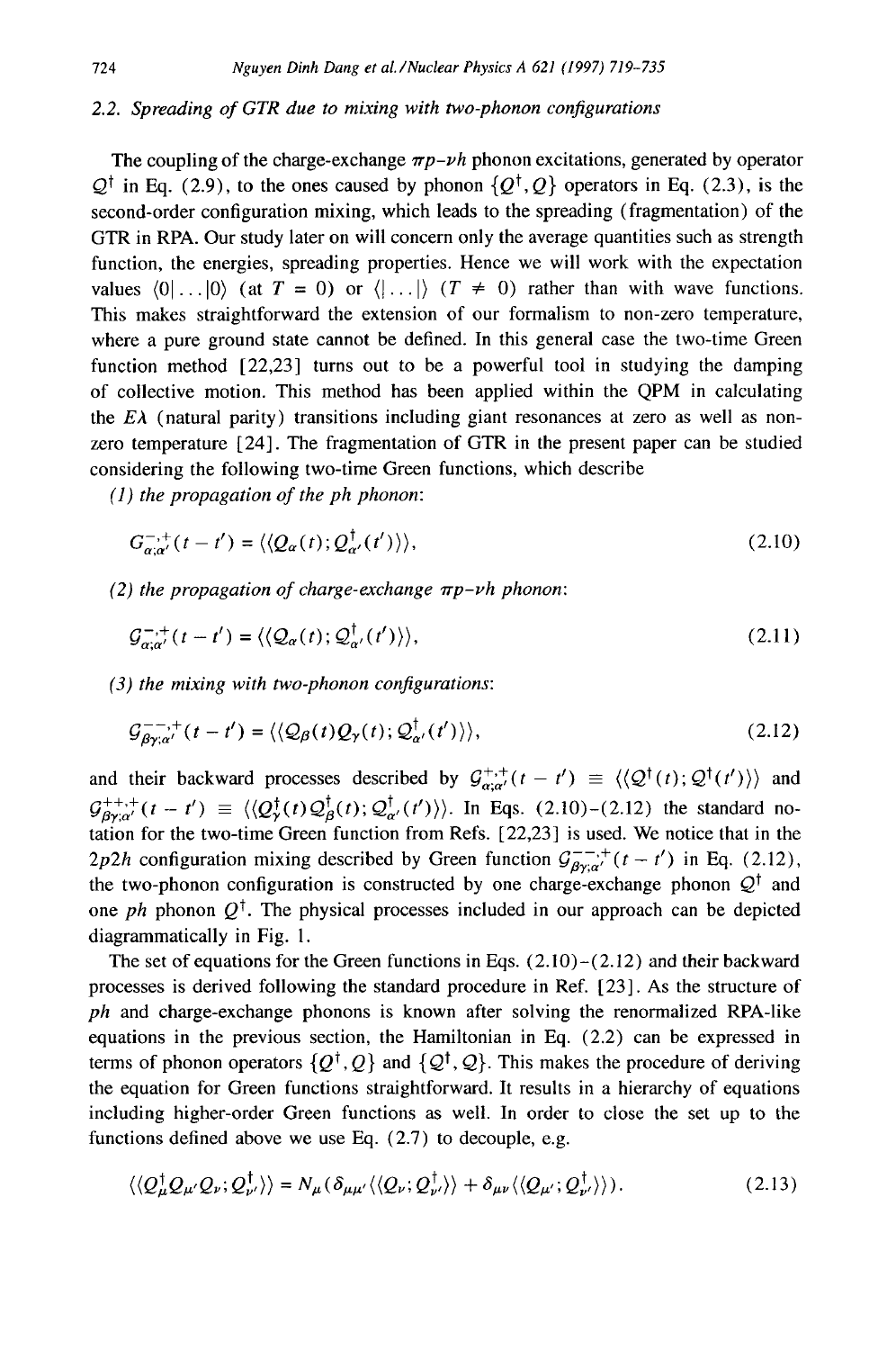### 2.2. Spreading of GTR due to mixing with two-phonon configurations

The coupling of the charge-exchange $\pi p$–$\nu h$ phonon excitations, generated by operator $\mathcal{Q}^{\dagger}$ in Eq. (2.9), to the ones caused by phonon $\{Q^{\dagger}, Q\}$ operators in Eq. (2.3), is the second-order configuration mixing, which leads to the spreading (fragmentation) of the GTR in RPA. Our study later on will concern only the average quantities such as strength function, the energies, spreading properties. Hence we will work with the expectation values $\langle 0|\ldots|0\rangle$ (at $T=0$) or $\langle|\ldots|\rangle$ ($T\neq 0$) rather than with wave functions. This makes straightforward the extension of our formalism to non-zero temperature, where a pure ground state cannot be defined. In this general case the two-time Green function method [22,23] turns out to be a powerful tool in studying the damping of collective motion. This method has been applied within the QPM in calculating the $E\lambda$ (natural parity) transitions including giant resonances at zero as well as non-zero temperature [24]. The fragmentation of GTR in the present paper can be studied considering the following two-time Green functions, which describe

*(1) the propagation of the ph phonon*:

$$G^{-;+}_{\alpha;\alpha'}(t-t') = \langle\langle Q_{\alpha}(t); Q^{\dagger}_{\alpha'}(t')\rangle\rangle, \tag{2.10}$$

*(2) the propagation of charge-exchange $\pi p$–$\nu h$ phonon*:

$$\mathcal{G}^{-;+}_{\alpha;\alpha'}(t-t') = \langle\langle \mathcal{Q}_{\alpha}(t); \mathcal{Q}^{\dagger}_{\alpha'}(t')\rangle\rangle, \tag{2.11}$$

*(3) the mixing with two-phonon configurations*:

$$\mathcal{G}^{--;+}_{\beta\gamma;\alpha'}(t-t') = \langle\langle \mathcal{Q}_{\beta}(t) Q_{\gamma}(t); \mathcal{Q}^{\dagger}_{\alpha'}(t')\rangle\rangle, \tag{2.12}$$

and their backward processes described by $\mathcal{G}^{+;+}_{\alpha;\alpha'}(t-t') \equiv \langle\langle \mathcal{Q}^{\dagger}(t); \mathcal{Q}^{\dagger}(t')\rangle\rangle$ and $\mathcal{G}^{++;+}_{\beta\gamma;\alpha'}(t-t') \equiv \langle\langle Q^{\dagger}_{\gamma}(t)\mathcal{Q}^{\dagger}_{\beta}(t); \mathcal{Q}^{\dagger}_{\alpha'}(t')\rangle\rangle$. In Eqs. (2.10)–(2.12) the standard notation for the two-time Green function from Refs. [22,23] is used. We notice that in the $2p2h$ configuration mixing described by Green function $\mathcal{G}^{--;+}_{\beta\gamma;\alpha'}(t-t')$ in Eq. (2.12), the two-phonon configuration is constructed by one charge-exchange phonon $\mathcal{Q}^{\dagger}$ and one $ph$ phonon $Q^{\dagger}$. The physical processes included in our approach can be depicted diagrammatically in Fig. 1.

The set of equations for the Green functions in Eqs. (2.10)–(2.12) and their backward processes is derived following the standard procedure in Ref. [23]. As the structure of $ph$ and charge-exchange phonons is known after solving the renormalized RPA-like equations in the previous section, the Hamiltonian in Eq. (2.2) can be expressed in terms of phonon operators $\{Q^{\dagger}, Q\}$ and $\{\mathcal{Q}^{\dagger}, \mathcal{Q}\}$. This makes the procedure of deriving the equation for Green functions straightforward. It results in a hierarchy of equations including higher-order Green functions as well. In order to close the set up to the functions defined above we use Eq. (2.7) to decouple, e.g.

$$\langle\langle Q^{\dagger}_{\mu} Q_{\mu'} \mathcal{Q}_{\nu}; \mathcal{Q}^{\dagger}_{\nu'}\rangle\rangle = N_{\mu}\left(\delta_{\mu\mu'}\langle\langle \mathcal{Q}_{\nu}; \mathcal{Q}^{\dagger}_{\nu'}\rangle\rangle + \delta_{\mu\nu}\langle\langle \mathcal{Q}_{\mu'}; \mathcal{Q}^{\dagger}_{\nu'}\rangle\rangle\right). \tag{2.13}$$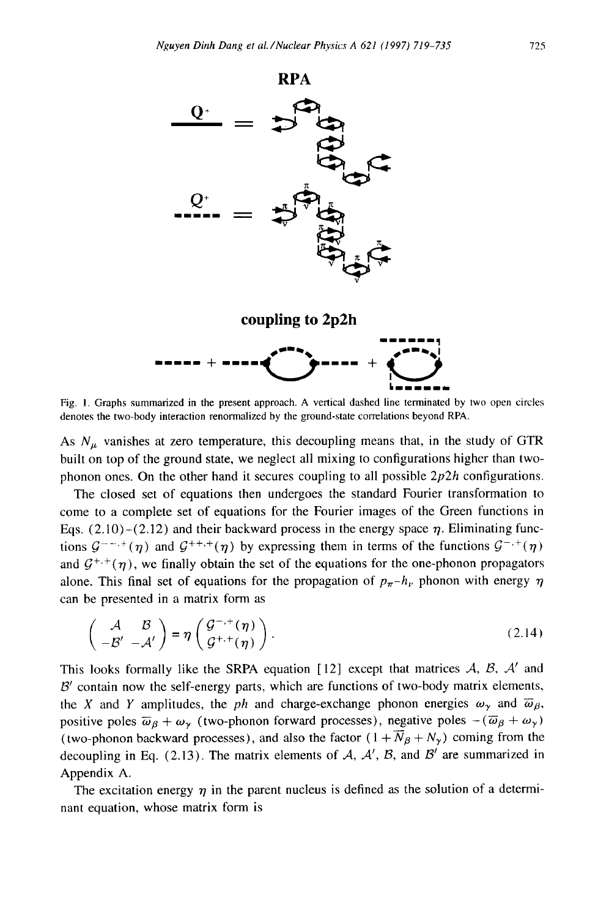**RPA**

**coupling to 2p2h**

Fig. 1. Graphs summarized in the present approach. A vertical dashed line terminated by two open circles denotes the two-body interaction renormalized by the ground-state correlations beyond RPA.

As $N_\mu$ vanishes at zero temperature, this decoupling means that, in the study of GTR built on top of the ground state, we neglect all mixing to configurations higher than two-phonon ones. On the other hand it secures coupling to all possible $2p2h$ configurations.

The closed set of equations then undergoes the standard Fourier transformation to come to a complete set of equations for the Fourier images of the Green functions in Eqs. (2.10)-(2.12) and their backward process in the energy space $\eta$. Eliminating functions $\mathcal{G}^{--,+}(\eta)$ and $\mathcal{G}^{++,+}(\eta)$ by expressing them in terms of the functions $\mathcal{G}^{-,+}(\eta)$ and $\mathcal{G}^{+,+}(\eta)$, we finally obtain the set of the equations for the one-phonon propagators alone. This final set of equations for the propagation of $p_\pi$-$h_\nu$ phonon with energy $\eta$ can be presented in a matrix form as

$$\begin{pmatrix} \mathcal{A} & \mathcal{B} \\ -\mathcal{B}' & -\mathcal{A}' \end{pmatrix} = \eta \begin{pmatrix} \mathcal{G}^{-,+}(\eta) \\ \mathcal{G}^{+,+}(\eta) \end{pmatrix}. \tag{2.14}$$

This looks formally like the SRPA equation [12] except that matrices $\mathcal{A}$, $\mathcal{B}$, $\mathcal{A}'$ and $\mathcal{B}'$ contain now the self-energy parts, which are functions of two-body matrix elements, the $X$ and $Y$ amplitudes, the $ph$ and charge-exchange phonon energies $\omega_\gamma$ and $\overline{\omega}_\beta$, positive poles $\overline{\omega}_\beta + \omega_\gamma$ (two-phonon forward processes), negative poles $-(\overline{\omega}_\beta + \omega_\gamma)$ (two-phonon backward processes), and also the factor $(1 + \overline{N}_\beta + N_\gamma)$ coming from the decoupling in Eq. (2.13). The matrix elements of $\mathcal{A}$, $\mathcal{A}'$, $\mathcal{B}$, and $\mathcal{B}'$ are summarized in Appendix A.

The excitation energy $\eta$ in the parent nucleus is defined as the solution of a determinant equation, whose matrix form is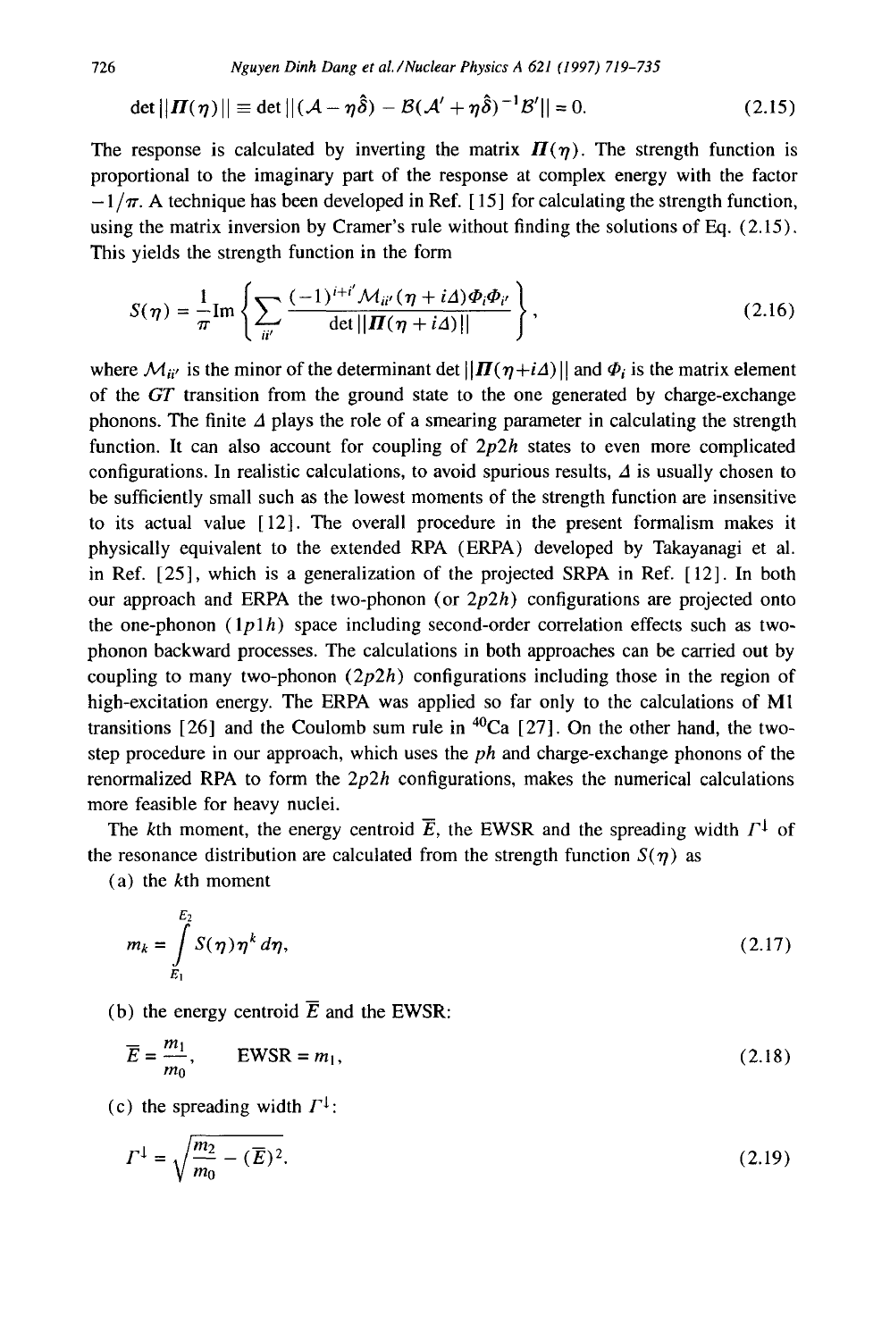$$\det||\boldsymbol{\Pi}(\eta)|| \equiv \det||(\mathcal{A}-\eta\hat{\delta}) - \mathcal{B}(\mathcal{A}'+\eta\hat{\delta})^{-1}\mathcal{B}'|| = 0. \tag{2.15}$$

The response is calculated by inverting the matrix $\boldsymbol{\Pi}(\eta)$. The strength function is proportional to the imaginary part of the response at complex energy with the factor $-1/\pi$. A technique has been developed in Ref. [15] for calculating the strength function, using the matrix inversion by Cramer's rule without finding the solutions of Eq. (2.15). This yields the strength function in the form

$$S(\eta) = \frac{1}{\pi}\mathrm{Im}\left\{\sum_{ii'}\frac{(-1)^{i+i'}\mathcal{M}_{ii'}(\eta+i\Delta)\Phi_i\Phi_{i'}}{\det||\boldsymbol{\Pi}(\eta+i\Delta)||}\right\}, \tag{2.16}$$

where $\mathcal{M}_{ii'}$ is the minor of the determinant $\det||\boldsymbol{\Pi}(\eta+i\Delta)||$ and $\Phi_i$ is the matrix element of the *GT* transition from the ground state to the one generated by charge-exchange phonons. The finite $\Delta$ plays the role of a smearing parameter in calculating the strength function. It can also account for coupling of $2p2h$ states to even more complicated configurations. In realistic calculations, to avoid spurious results, $\Delta$ is usually chosen to be sufficiently small such as the lowest moments of the strength function are insensitive to its actual value [12]. The overall procedure in the present formalism makes it physically equivalent to the extended RPA (ERPA) developed by Takayanagi et al. in Ref. [25], which is a generalization of the projected SRPA in Ref. [12]. In both our approach and ERPA the two-phonon (or $2p2h$) configurations are projected onto the one-phonon ($1p1h$) space including second-order correlation effects such as two-phonon backward processes. The calculations in both approaches can be carried out by coupling to many two-phonon ($2p2h$) configurations including those in the region of high-excitation energy. The ERPA was applied so far only to the calculations of M1 transitions [26] and the Coulomb sum rule in $^{40}$Ca [27]. On the other hand, the two-step procedure in our approach, which uses the *ph* and charge-exchange phonons of the renormalized RPA to form the $2p2h$ configurations, makes the numerical calculations more feasible for heavy nuclei.

The $k$th moment, the energy centroid $\overline{E}$, the EWSR and the spreading width $\Gamma^{\downarrow}$ of the resonance distribution are calculated from the strength function $S(\eta)$ as

(a) the $k$th moment

$$m_k = \int_{E_1}^{E_2} S(\eta)\eta^k\, d\eta, \tag{2.17}$$

(b) the energy centroid $\overline{E}$ and the EWSR:

$$\overline{E} = \frac{m_1}{m_0}, \qquad \mathrm{EWSR} = m_1, \tag{2.18}$$

(c) the spreading width $\Gamma^{\downarrow}$:

$$\Gamma^{\downarrow} = \sqrt{\frac{m_2}{m_0} - (\overline{E})^2}. \tag{2.19}$$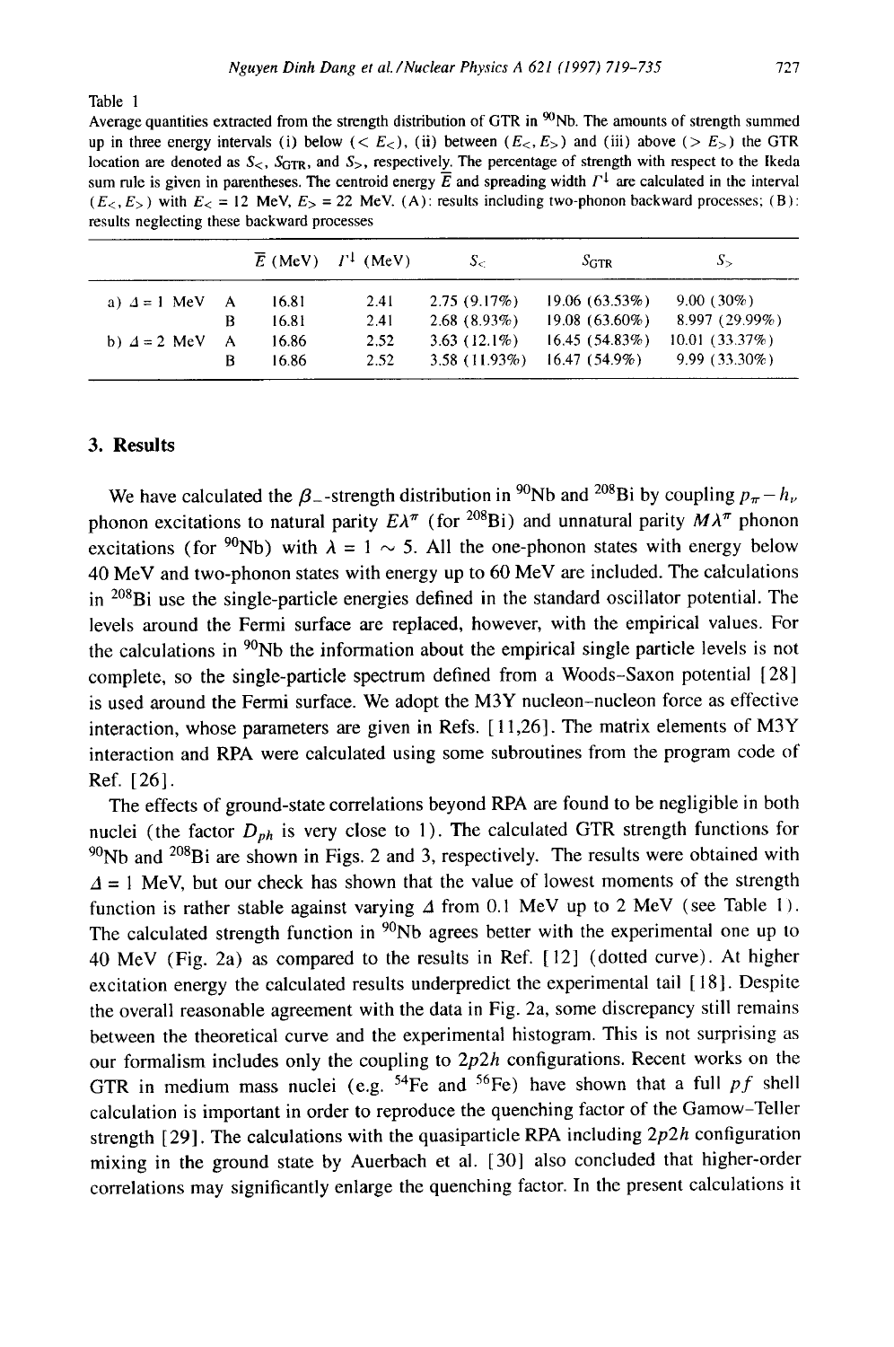Table 1

Average quantities extracted from the strength distribution of GTR in $^{90}$Nb. The amounts of strength summed up in three energy intervals (i) below ($< E_<$), (ii) between ($E_<, E_>$) and (iii) above ($> E_>$) the GTR location are denoted as $S_<$, $S_{\rm GTR}$, and $S_>$, respectively. The percentage of strength with respect to the Ikeda sum rule is given in parentheses. The centroid energy $\overline{E}$ and spreading width $\Gamma^{\downarrow}$ are calculated in the interval ($E_<, E_>$) with $E_< = 12$ MeV, $E_> = 22$ MeV. (A): results including two-phonon backward processes; (B): results neglecting these backward processes

| | | $\overline{E}$ (MeV) | $\Gamma^{\downarrow}$ (MeV) | $S_<$ | $S_{\rm GTR}$ | $S_>$ |
|---|---|---|---|---|---|---|
| a) $\Delta = 1$ MeV | A | 16.81 | 2.41 | 2.75 (9.17%) | 19.06 (63.53%) | 9.00 (30%) |
| | B | 16.81 | 2.41 | 2.68 (8.93%) | 19.08 (63.60%) | 8.997 (29.99%) |
| b) $\Delta = 2$ MeV | A | 16.86 | 2.52 | 3.63 (12.1%) | 16.45 (54.83%) | 10.01 (33.37%) |
| | B | 16.86 | 2.52 | 3.58 (11.93%) | 16.47 (54.9%) | 9.99 (33.30%) |

## 3. Results

We have calculated the $\beta_-$-strength distribution in $^{90}$Nb and $^{208}$Bi by coupling $p_\pi - h_\nu$ phonon excitations to natural parity $E\lambda^\pi$ (for $^{208}$Bi) and unnatural parity $M\lambda^\pi$ phonon excitations (for $^{90}$Nb) with $\lambda = 1 \sim 5$. All the one-phonon states with energy below 40 MeV and two-phonon states with energy up to 60 MeV are included. The calculations in $^{208}$Bi use the single-particle energies defined in the standard oscillator potential. The levels around the Fermi surface are replaced, however, with the empirical values. For the calculations in $^{90}$Nb the information about the empirical single particle levels is not complete, so the single-particle spectrum defined from a Woods-Saxon potential [28] is used around the Fermi surface. We adopt the M3Y nucleon-nucleon force as effective interaction, whose parameters are given in Refs. [11,26]. The matrix elements of M3Y interaction and RPA were calculated using some subroutines from the program code of Ref. [26].

The effects of ground-state correlations beyond RPA are found to be negligible in both nuclei (the factor $D_{ph}$ is very close to 1). The calculated GTR strength functions for $^{90}$Nb and $^{208}$Bi are shown in Figs. 2 and 3, respectively. The results were obtained with $\Delta = 1$ MeV, but our check has shown that the value of lowest moments of the strength function is rather stable against varying $\Delta$ from 0.1 MeV up to 2 MeV (see Table 1). The calculated strength function in $^{90}$Nb agrees better with the experimental one up to 40 MeV (Fig. 2a) as compared to the results in Ref. [12] (dotted curve). At higher excitation energy the calculated results underpredict the experimental tail [18]. Despite the overall reasonable agreement with the data in Fig. 2a, some discrepancy still remains between the theoretical curve and the experimental histogram. This is not surprising as our formalism includes only the coupling to $2p2h$ configurations. Recent works on the GTR in medium mass nuclei (e.g. $^{54}$Fe and $^{56}$Fe) have shown that a full $pf$ shell calculation is important in order to reproduce the quenching factor of the Gamow-Teller strength [29]. The calculations with the quasiparticle RPA including $2p2h$ configuration mixing in the ground state by Auerbach et al. [30] also concluded that higher-order correlations may significantly enlarge the quenching factor. In the present calculations it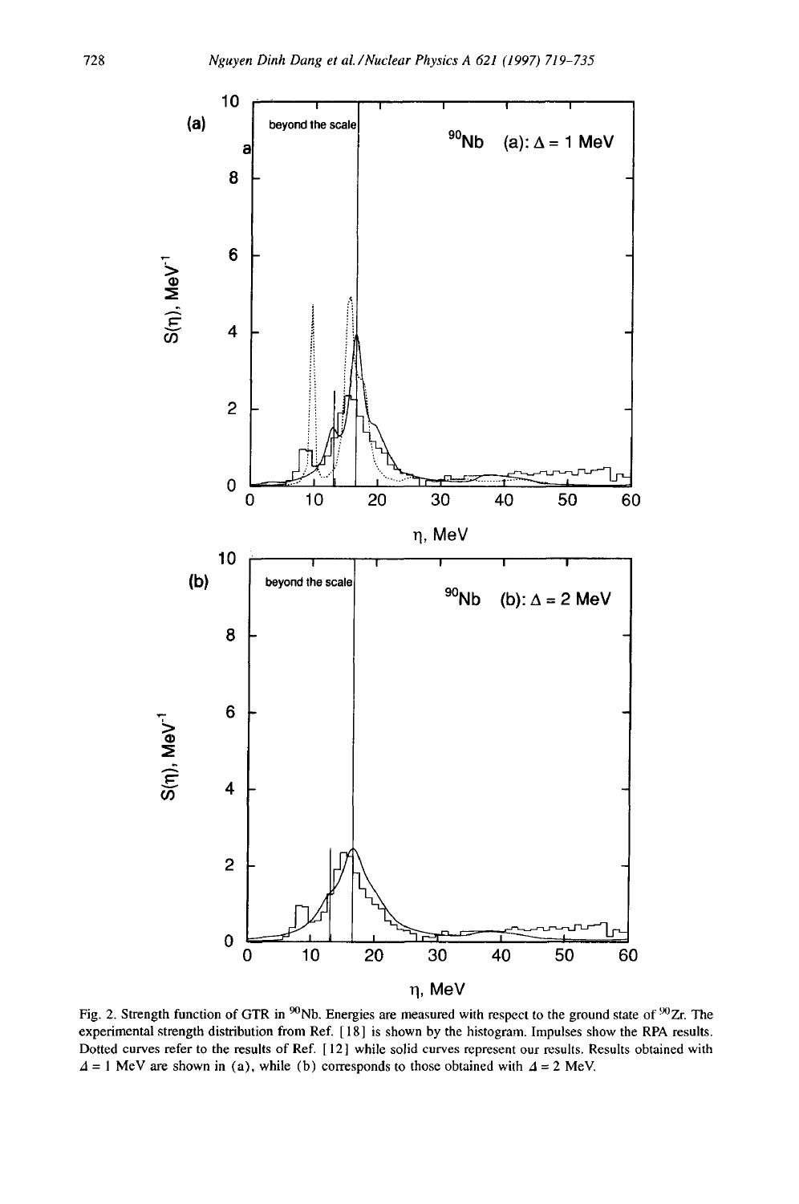Fig. 2. Strength function of GTR in $^{90}$Nb. Energies are measured with respect to the ground state of $^{90}$Zr. The experimental strength distribution from Ref. [18] is shown by the histogram. Impulses show the RPA results. Dotted curves refer to the results of Ref. [12] while solid curves represent our results. Results obtained with $\Delta = 1$ MeV are shown in (a), while (b) corresponds to those obtained with $\Delta = 2$ MeV.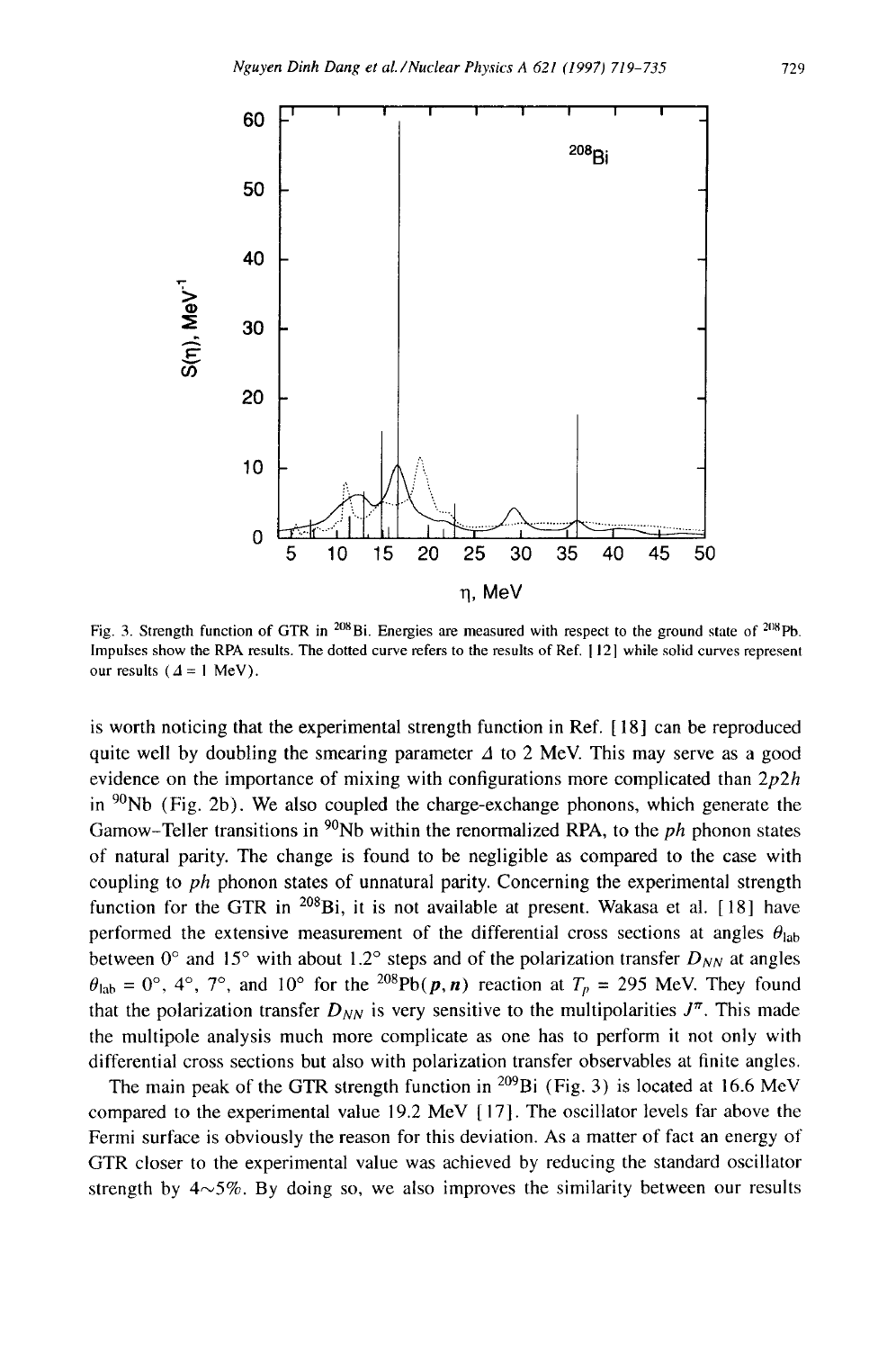Fig. 3. Strength function of GTR in $^{208}$Bi. Energies are measured with respect to the ground state of $^{208}$Pb. Impulses show the RPA results. The dotted curve refers to the results of Ref. [12] while solid curves represent our results ($\Delta$ = 1 MeV).

is worth noticing that the experimental strength function in Ref. [18] can be reproduced quite well by doubling the smearing parameter $\Delta$ to 2 MeV. This may serve as a good evidence on the importance of mixing with configurations more complicated than $2p2h$ in $^{90}$Nb (Fig. 2b). We also coupled the charge-exchange phonons, which generate the Gamow-Teller transitions in $^{90}$Nb within the renormalized RPA, to the $ph$ phonon states of natural parity. The change is found to be negligible as compared to the case with coupling to $ph$ phonon states of unnatural parity. Concerning the experimental strength function for the GTR in $^{208}$Bi, it is not available at present. Wakasa et al. [18] have performed the extensive measurement of the differential cross sections at angles $\theta_{\rm lab}$ between 0° and 15° with about 1.2° steps and of the polarization transfer $D_{NN}$ at angles $\theta_{\rm lab}$ = 0°, 4°, 7°, and 10° for the $^{208}$Pb$(\boldsymbol{p},\boldsymbol{n})$ reaction at $T_p$ = 295 MeV. They found that the polarization transfer $D_{NN}$ is very sensitive to the multipolarities $J^{\pi}$. This made the multipole analysis much more complicate as one has to perform it not only with differential cross sections but also with polarization transfer observables at finite angles.

The main peak of the GTR strength function in $^{209}$Bi (Fig. 3) is located at 16.6 MeV compared to the experimental value 19.2 MeV [17]. The oscillator levels far above the Fermi surface is obviously the reason for this deviation. As a matter of fact an energy of GTR closer to the experimental value was achieved by reducing the standard oscillator strength by 4~5%. By doing so, we also improves the similarity between our results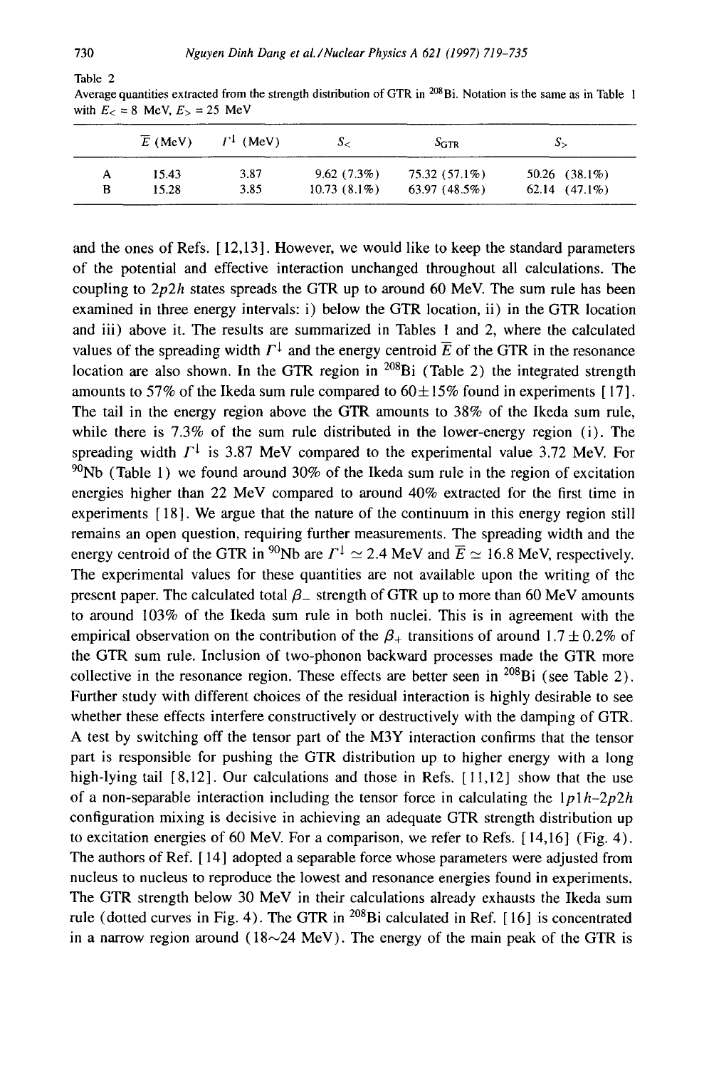Table 2
Average quantities extracted from the strength distribution of GTR in $^{208}$Bi. Notation is the same as in Table 1 with $E_< = 8$ MeV, $E_> = 25$ MeV

| | $\overline{E}$ (MeV) | $\Gamma^{\downarrow}$ (MeV) | $S_<$ | $S_{\rm GTR}$ | $S_>$ |
|---|---|---|---|---|---|
| A | 15.43 | 3.87 | 9.62 (7.3%) | 75.32 (57.1%) | 50.26 (38.1%) |
| B | 15.28 | 3.85 | 10.73 (8.1%) | 63.97 (48.5%) | 62.14 (47.1%) |

and the ones of Refs. [12,13]. However, we would like to keep the standard parameters of the potential and effective interaction unchanged throughout all calculations. The coupling to $2p2h$ states spreads the GTR up to around 60 MeV. The sum rule has been examined in three energy intervals: i) below the GTR location, ii) in the GTR location and iii) above it. The results are summarized in Tables 1 and 2, where the calculated values of the spreading width $\Gamma^{\downarrow}$ and the energy centroid $\overline{E}$ of the GTR in the resonance location are also shown. In the GTR region in $^{208}$Bi (Table 2) the integrated strength amounts to 57% of the Ikeda sum rule compared to 60$\pm$15% found in experiments [17]. The tail in the energy region above the GTR amounts to 38% of the Ikeda sum rule, while there is 7.3% of the sum rule distributed in the lower-energy region (i). The spreading width $\Gamma^{\downarrow}$ is 3.87 MeV compared to the experimental value 3.72 MeV. For $^{90}$Nb (Table 1) we found around 30% of the Ikeda sum rule in the region of excitation energies higher than 22 MeV compared to around 40% extracted for the first time in experiments [18]. We argue that the nature of the continuum in this energy region still remains an open question, requiring further measurements. The spreading width and the energy centroid of the GTR in $^{90}$Nb are $\Gamma^{\downarrow} \simeq 2.4$ MeV and $\overline{E} \simeq 16.8$ MeV, respectively. The experimental values for these quantities are not available upon the writing of the present paper. The calculated total $\beta_-$ strength of GTR up to more than 60 MeV amounts to around 103% of the Ikeda sum rule in both nuclei. This is in agreement with the empirical observation on the contribution of the $\beta_+$ transitions of around $1.7 \pm 0.2$% of the GTR sum rule. Inclusion of two-phonon backward processes made the GTR more collective in the resonance region. These effects are better seen in $^{208}$Bi (see Table 2). Further study with different choices of the residual interaction is highly desirable to see whether these effects interfere constructively or destructively with the damping of GTR. A test by switching off the tensor part of the M3Y interaction confirms that the tensor part is responsible for pushing the GTR distribution up to higher energy with a long high-lying tail [8,12]. Our calculations and those in Refs. [11,12] show that the use of a non-separable interaction including the tensor force in calculating the $1p1h$–$2p2h$ configuration mixing is decisive in achieving an adequate GTR strength distribution up to excitation energies of 60 MeV. For a comparison, we refer to Refs. [14,16] (Fig. 4). The authors of Ref. [14] adopted a separable force whose parameters were adjusted from nucleus to nucleus to reproduce the lowest and resonance energies found in experiments. The GTR strength below 30 MeV in their calculations already exhausts the Ikeda sum rule (dotted curves in Fig. 4). The GTR in $^{208}$Bi calculated in Ref. [16] is concentrated in a narrow region around (18$\sim$24 MeV). The energy of the main peak of the GTR is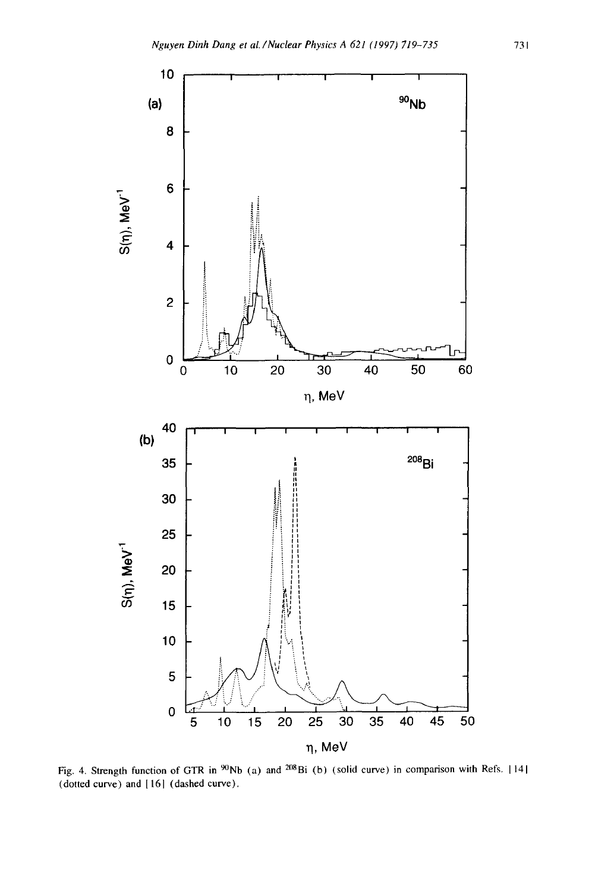Fig. 4. Strength function of GTR in $^{90}$Nb (a) and $^{208}$Bi (b) (solid curve) in comparison with Refs. [14] (dotted curve) and [16] (dashed curve).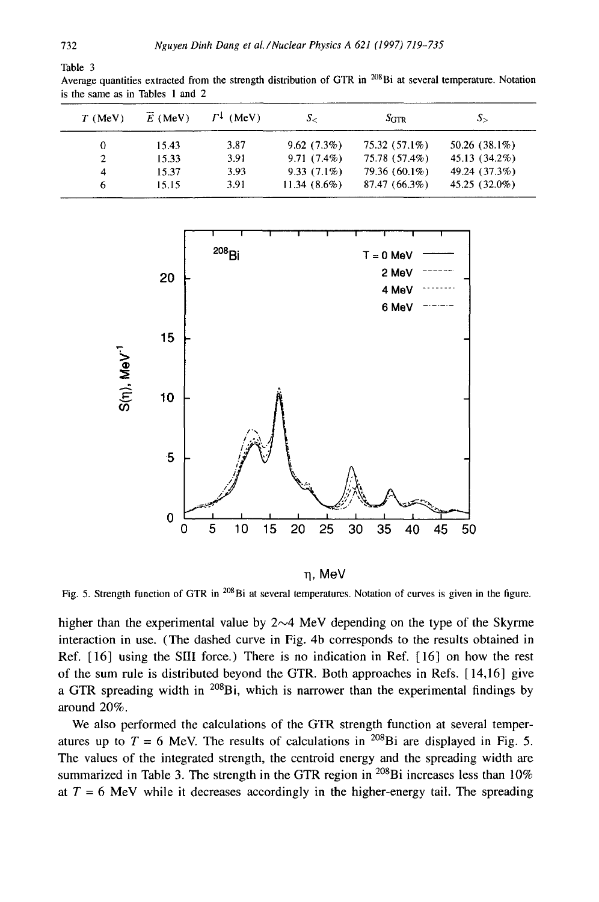Table 3
Average quantities extracted from the strength distribution of GTR in $^{208}$Bi at several temperature. Notation is the same as in Tables 1 and 2

| $T$ (MeV) | $\bar{E}$ (MeV) | $\Gamma^{\downarrow}$ (MeV) | $S_<$ | $S_{\rm GTR}$ | $S_>$ |
|---|---|---|---|---|---|
| 0 | 15.43 | 3.87 | 9.62 (7.3%) | 75.32 (57.1%) | 50.26 (38.1%) |
| 2 | 15.33 | 3.91 | 9.71 (7.4%) | 75.78 (57.4%) | 45.13 (34.2%) |
| 4 | 15.37 | 3.93 | 9.33 (7.1%) | 79.36 (60.1%) | 49.24 (37.3%) |
| 6 | 15.15 | 3.91 | 11.34 (8.6%) | 87.47 (66.3%) | 45.25 (32.0%) |

Fig. 5. Strength function of GTR in $^{208}$Bi at several temperatures. Notation of curves is given in the figure.

higher than the experimental value by 2~4 MeV depending on the type of the Skyrme interaction in use. (The dashed curve in Fig. 4b corresponds to the results obtained in Ref. [16] using the SIII force.) There is no indication in Ref. [16] on how the rest of the sum rule is distributed beyond the GTR. Both approaches in Refs. [14,16] give a GTR spreading width in $^{208}$Bi, which is narrower than the experimental findings by around 20%.

We also performed the calculations of the GTR strength function at several temperatures up to $T$ = 6 MeV. The results of calculations in $^{208}$Bi are displayed in Fig. 5. The values of the integrated strength, the centroid energy and the spreading width are summarized in Table 3. The strength in the GTR region in $^{208}$Bi increases less than 10% at $T$ = 6 MeV while it decreases accordingly in the higher-energy tail. The spreading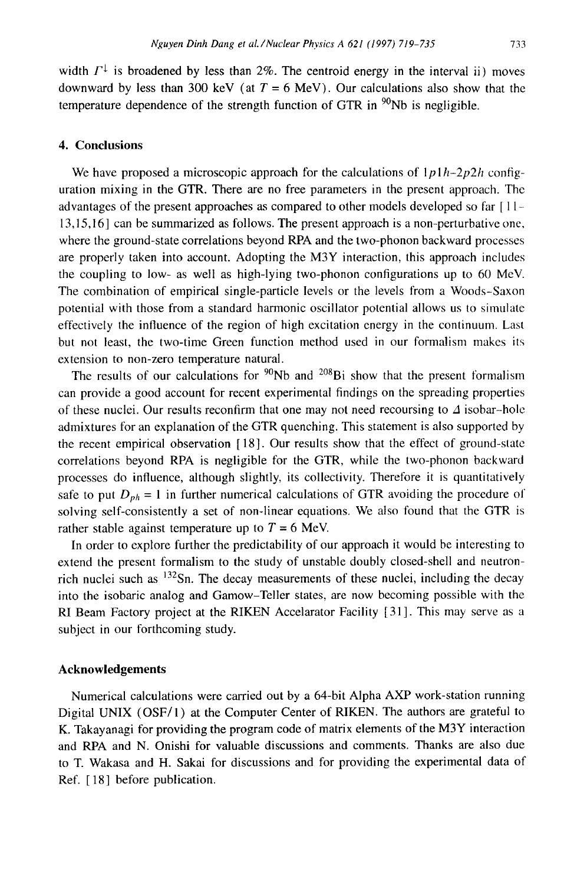width $\Gamma^{\downarrow}$ is broadened by less than 2%. The centroid energy in the interval ii) moves downward by less than 300 keV (at $T = 6$ MeV). Our calculations also show that the temperature dependence of the strength function of GTR in $^{90}$Nb is negligible.

## 4. Conclusions

We have proposed a microscopic approach for the calculations of $1p1h$–$2p2h$ configuration mixing in the GTR. There are no free parameters in the present approach. The advantages of the present approaches as compared to other models developed so far [11–13,15,16] can be summarized as follows. The present approach is a non-perturbative one, where the ground-state correlations beyond RPA and the two-phonon backward processes are properly taken into account. Adopting the M3Y interaction, this approach includes the coupling to low- as well as high-lying two-phonon configurations up to 60 MeV. The combination of empirical single-particle levels or the levels from a Woods-Saxon potential with those from a standard harmonic oscillator potential allows us to simulate effectively the influence of the region of high excitation energy in the continuum. Last but not least, the two-time Green function method used in our formalism makes its extension to non-zero temperature natural.

The results of our calculations for $^{90}$Nb and $^{208}$Bi show that the present formalism can provide a good account for recent experimental findings on the spreading properties of these nuclei. Our results reconfirm that one may not need recoursing to $\Delta$ isobar–hole admixtures for an explanation of the GTR quenching. This statement is also supported by the recent empirical observation [18]. Our results show that the effect of ground-state correlations beyond RPA is negligible for the GTR, while the two-phonon backward processes do influence, although slightly, its collectivity. Therefore it is quantitatively safe to put $D_{ph} = 1$ in further numerical calculations of GTR avoiding the procedure of solving self-consistently a set of non-linear equations. We also found that the GTR is rather stable against temperature up to $T = 6$ MeV.

In order to explore further the predictability of our approach it would be interesting to extend the present formalism to the study of unstable doubly closed-shell and neutron-rich nuclei such as $^{132}$Sn. The decay measurements of these nuclei, including the decay into the isobaric analog and Gamow–Teller states, are now becoming possible with the RI Beam Factory project at the RIKEN Accelarator Facility [31]. This may serve as a subject in our forthcoming study.

## Acknowledgements

Numerical calculations were carried out by a 64-bit Alpha AXP work-station running Digital UNIX (OSF/1) at the Computer Center of RIKEN. The authors are grateful to K. Takayanagi for providing the program code of matrix elements of the M3Y interaction and RPA and N. Onishi for valuable discussions and comments. Thanks are also due to T. Wakasa and H. Sakai for discussions and for providing the experimental data of Ref. [18] before publication.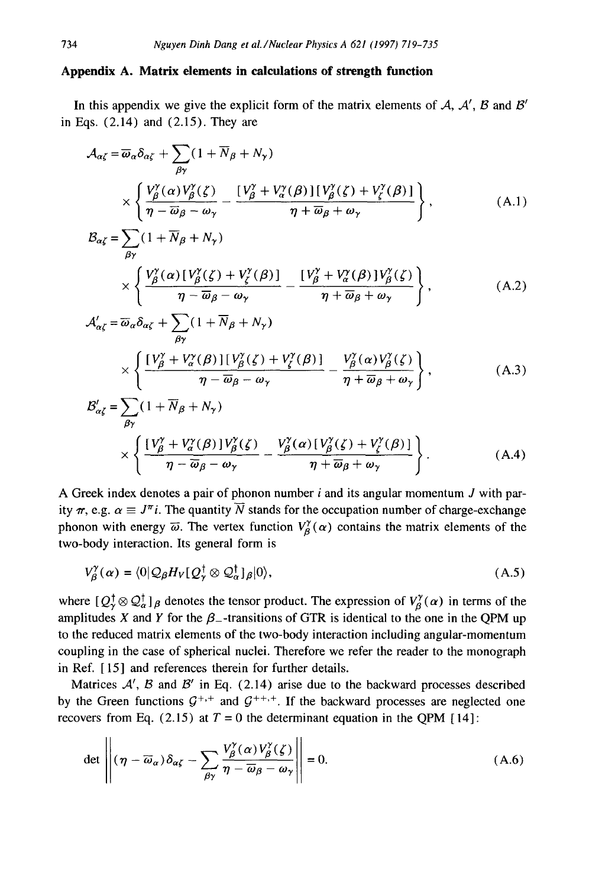## Appendix A. Matrix elements in calculations of strength function

In this appendix we give the explicit form of the matrix elements of $\mathcal{A}$, $\mathcal{A}'$, $\mathcal{B}$ and $\mathcal{B}'$ in Eqs. (2.14) and (2.15). They are

$$\mathcal{A}_{\alpha\zeta} = \overline{\omega}_\alpha \delta_{\alpha\zeta} + \sum_{\beta\gamma}(1 + \overline{N}_\beta + N_\gamma) \times \left\{ \frac{V_\beta^\gamma(\alpha) V_\beta^\gamma(\zeta)}{\eta - \overline{\omega}_\beta - \omega_\gamma} - \frac{[V_\beta^\gamma + V_\alpha^\gamma(\beta)][V_\beta^\gamma(\zeta) + V_\zeta^\gamma(\beta)]}{\eta + \overline{\omega}_\beta + \omega_\gamma} \right\}, \tag{A.1}$$

$$\mathcal{B}_{\alpha\zeta} = \sum_{\beta\gamma}(1 + \overline{N}_\beta + N_\gamma) \times \left\{ \frac{V_\beta^\gamma(\alpha)[V_\beta^\gamma(\zeta) + V_\zeta^\gamma(\beta)]}{\eta - \overline{\omega}_\beta - \omega_\gamma} - \frac{[V_\beta^\gamma + V_\alpha^\gamma(\beta)] V_\beta^\gamma(\zeta)}{\eta + \overline{\omega}_\beta + \omega_\gamma} \right\}, \tag{A.2}$$

$$\mathcal{A}'_{\alpha\zeta} = \overline{\omega}_\alpha \delta_{\alpha\zeta} + \sum_{\beta\gamma}(1 + \overline{N}_\beta + N_\gamma) \times \left\{ \frac{[V_\beta^\gamma + V_\alpha^\gamma(\beta)][V_\beta^\gamma(\zeta) + V_\zeta^\gamma(\beta)]}{\eta - \overline{\omega}_\beta - \omega_\gamma} - \frac{V_\beta^\gamma(\alpha) V_\beta^\gamma(\zeta)}{\eta + \overline{\omega}_\beta + \omega_\gamma} \right\}, \tag{A.3}$$

$$\mathcal{B}'_{\alpha\zeta} = \sum_{\beta\gamma}(1 + \overline{N}_\beta + N_\gamma) \times \left\{ \frac{[V_\beta^\gamma + V_\alpha^\gamma(\beta)] V_\beta^\gamma(\zeta)}{\eta - \overline{\omega}_\beta - \omega_\gamma} - \frac{V_\beta^\gamma(\alpha)[V_\beta^\gamma(\zeta) + V_\zeta^\gamma(\beta)]}{\eta + \overline{\omega}_\beta + \omega_\gamma} \right\}. \tag{A.4}$$

A Greek index denotes a pair of phonon number $i$ and its angular momentum $J$ with parity $\pi$, e.g. $\alpha \equiv J^\pi i$. The quantity $\overline{N}$ stands for the occupation number of charge-exchange phonon with energy $\overline{\omega}$. The vertex function $V_\beta^\gamma(\alpha)$ contains the matrix elements of the two-body interaction. Its general form is

$$V_\beta^\gamma(\alpha) = \langle 0 | \mathcal{Q}_\beta H_V [Q_\gamma^\dagger \otimes \mathcal{Q}_\alpha^\dagger]_\beta | 0 \rangle, \tag{A.5}$$

where $[Q_\gamma^\dagger \otimes \mathcal{Q}_\alpha^\dagger]_\beta$ denotes the tensor product. The expression of $V_\beta^\gamma(\alpha)$ in terms of the amplitudes $X$ and $Y$ for the $\beta_-$-transitions of GTR is identical to the one in the QPM up to the reduced matrix elements of the two-body interaction including angular-momentum coupling in the case of spherical nuclei. Therefore we refer the reader to the monograph in Ref. [15] and references therein for further details.

Matrices $\mathcal{A}'$, $\mathcal{B}$ and $\mathcal{B}'$ in Eq. (2.14) arise due to the backward processes described by the Green functions $\mathcal{G}^{+,+}$ and $\mathcal{G}^{++,+}$. If the backward processes are neglected one recovers from Eq. (2.15) at $T = 0$ the determinant equation in the QPM [14]:

$$\det \left\| (\eta - \overline{\omega}_\alpha)\delta_{\alpha\zeta} - \sum_{\beta\gamma} \frac{V_\beta^\gamma(\alpha) V_\beta^\gamma(\zeta)}{\eta - \overline{\omega}_\beta - \omega_\gamma} \right\| = 0. \tag{A.6}$$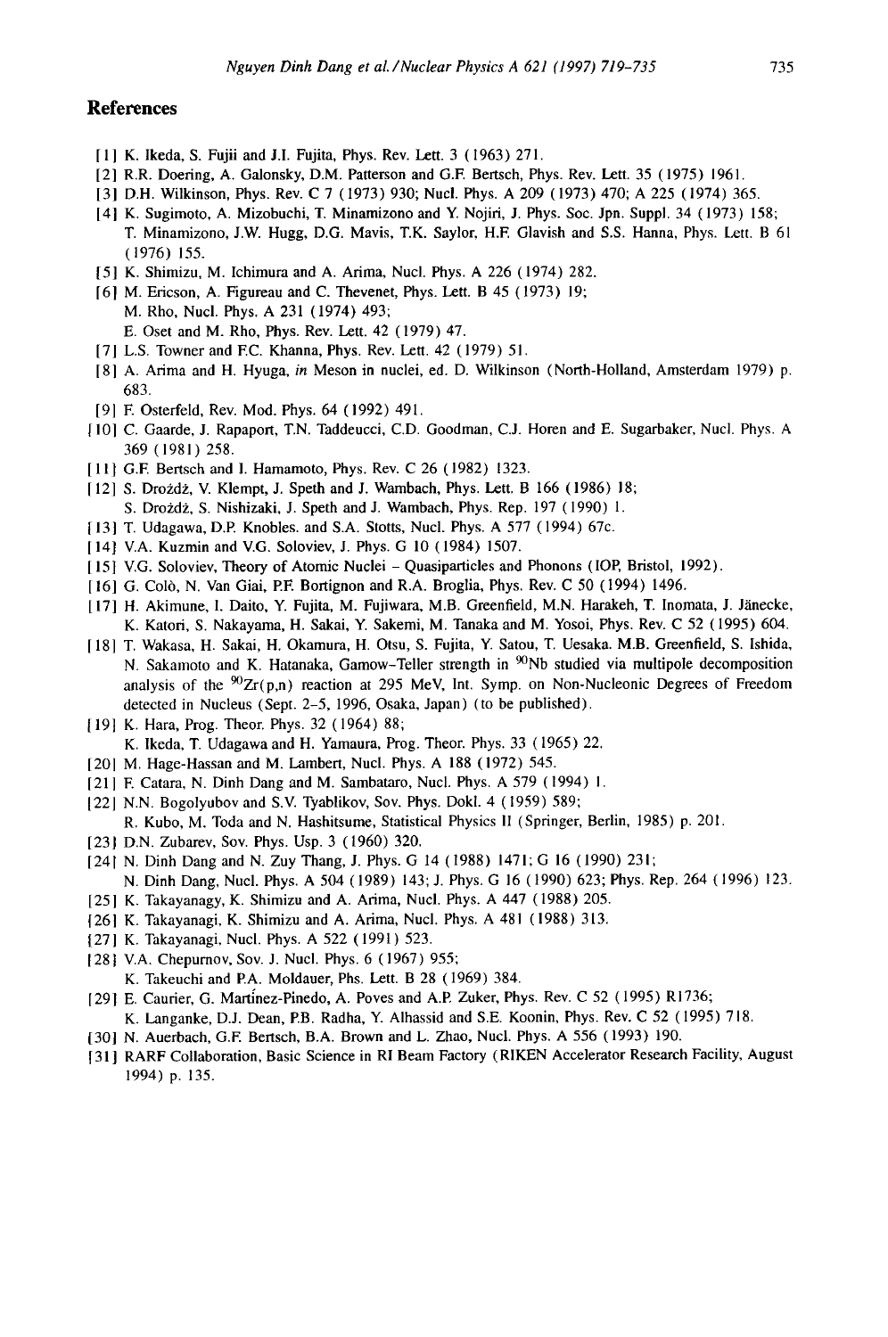## References

[1] K. Ikeda, S. Fujii and J.I. Fujita, Phys. Rev. Lett. 3 (1963) 271.

[2] R.R. Doering, A. Galonsky, D.M. Patterson and G.F. Bertsch, Phys. Rev. Lett. 35 (1975) 1961.

[3] D.H. Wilkinson, Phys. Rev. C 7 (1973) 930; Nucl. Phys. A 209 (1973) 470; A 225 (1974) 365.

[4] K. Sugimoto, A. Mizobuchi, T. Minamizono and Y. Nojiri, J. Phys. Soc. Jpn. Suppl. 34 (1973) 158; T. Minamizono, J.W. Hugg, D.G. Mavis, T.K. Saylor, H.F. Glavish and S.S. Hanna, Phys. Lett. B 61 (1976) 155.

[5] K. Shimizu, M. Ichimura and A. Arima, Nucl. Phys. A 226 (1974) 282.

[6] M. Ericson, A. Figureau and C. Thevenet, Phys. Lett. B 45 (1973) 19;
M. Rho, Nucl. Phys. A 231 (1974) 493;
E. Oset and M. Rho, Phys. Rev. Lett. 42 (1979) 47.

[7] L.S. Towner and F.C. Khanna, Phys. Rev. Lett. 42 (1979) 51.

[8] A. Arima and H. Hyuga, *in* Meson in nuclei, ed. D. Wilkinson (North-Holland, Amsterdam 1979) p. 683.

[9] F. Osterfeld, Rev. Mod. Phys. 64 (1992) 491.

[10] C. Gaarde, J. Rapaport, T.N. Taddeucci, C.D. Goodman, C.J. Horen and E. Sugarbaker, Nucl. Phys. A 369 (1981) 258.

[11] G.F. Bertsch and I. Hamamoto, Phys. Rev. C 26 (1982) 1323.

[12] S. Drożdż, V. Klempt, J. Speth and J. Wambach, Phys. Lett. B 166 (1986) 18;
S. Drożdż, S. Nishizaki, J. Speth and J. Wambach, Phys. Rep. 197 (1990) 1.

[13] T. Udagawa, D.P. Knobles. and S.A. Stotts, Nucl. Phys. A 577 (1994) 67c.

[14] V.A. Kuzmin and V.G. Soloviev, J. Phys. G 10 (1984) 1507.

[15] V.G. Soloviev, Theory of Atomic Nuclei – Quasiparticles and Phonons (IOP, Bristol, 1992).

[16] G. Colò, N. Van Giai, P.F. Bortignon and R.A. Broglia, Phys. Rev. C 50 (1994) 1496.

[17] H. Akimune, I. Daito, Y. Fujita, M. Fujiwara, M.B. Greenfield, M.N. Harakeh, T. Inomata, J. Jänecke, K. Katori, S. Nakayama, H. Sakai, Y. Sakemi, M. Tanaka and M. Yosoi, Phys. Rev. C 52 (1995) 604.

[18] T. Wakasa, H. Sakai, H. Okamura, H. Otsu, S. Fujita, Y. Satou, T. Uesaka. M.B. Greenfield, S. Ishida, N. Sakamoto and K. Hatanaka, Gamow–Teller strength in $^{90}$Nb studied via multipole decomposition analysis of the $^{90}$Zr(p,n) reaction at 295 MeV, Int. Symp. on Non-Nucleonic Degrees of Freedom detected in Nucleus (Sept. 2–5, 1996, Osaka, Japan) (to be published).

[19] K. Hara, Prog. Theor. Phys. 32 (1964) 88;
K. Ikeda, T. Udagawa and H. Yamaura, Prog. Theor. Phys. 33 (1965) 22.

[20] M. Hage-Hassan and M. Lambert, Nucl. Phys. A 188 (1972) 545.

[21] F. Catara, N. Dinh Dang and M. Sambataro, Nucl. Phys. A 579 (1994) 1.

[22] N.N. Bogolyubov and S.V. Tyablikov, Sov. Phys. Dokl. 4 (1959) 589;
R. Kubo, M. Toda and N. Hashitsume, Statistical Physics II (Springer, Berlin, 1985) p. 201.

[23] D.N. Zubarev, Sov. Phys. Usp. 3 (1960) 320.

[24] N. Dinh Dang and N. Zuy Thang, J. Phys. G 14 (1988) 1471; G 16 (1990) 231;
N. Dinh Dang, Nucl. Phys. A 504 (1989) 143; J. Phys. G 16 (1990) 623; Phys. Rep. 264 (1996) 123.

[25] K. Takayanagy, K. Shimizu and A. Arima, Nucl. Phys. A 447 (1988) 205.

[26] K. Takayanagi, K. Shimizu and A. Arima, Nucl. Phys. A 481 (1988) 313.

[27] K. Takayanagi, Nucl. Phys. A 522 (1991) 523.

[28] V.A. Chepurnov, Sov. J. Nucl. Phys. 6 (1967) 955;
K. Takeuchi and P.A. Moldauer, Phs. Lett. B 28 (1969) 384.

[29] E. Caurier, G. Martínez-Pinedo, A. Poves and A.P. Zuker, Phys. Rev. C 52 (1995) R1736;
K. Langanke, D.J. Dean, P.B. Radha, Y. Alhassid and S.E. Koonin, Phys. Rev. C 52 (1995) 718.

[30] N. Auerbach, G.F. Bertsch, B.A. Brown and L. Zhao, Nucl. Phys. A 556 (1993) 190.

[31] RARF Collaboration, Basic Science in RI Beam Factory (RIKEN Accelerator Research Facility, August 1994) p. 135.